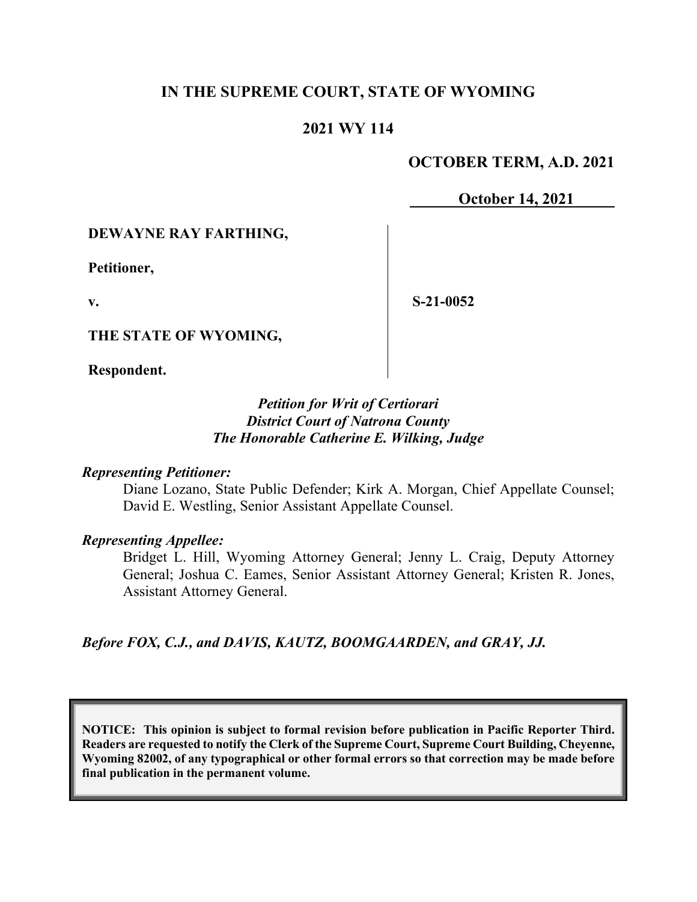# IN THE SUPREME COURT, STATE OF WYOMING

## 2021 WY 114

**OCTOBER TERM, A.D. 2021**

**October 14, 2021**

**DEWAYNE RAY FARTHING,**

**Petitioner,**

**v.**

**THE STATE OF WYOMING,**

**Respondent.**

**S-21-0052**

***Petition for Writ of Certiorari***
***District Court of Natrona County***
***The Honorable Catherine E. Wilking, Judge***

***Representing Petitioner:***

Diane Lozano, State Public Defender; Kirk A. Morgan, Chief Appellate Counsel; David E. Westling, Senior Assistant Appellate Counsel.

***Representing Appellee:***

Bridget L. Hill, Wyoming Attorney General; Jenny L. Craig, Deputy Attorney General; Joshua C. Eames, Senior Assistant Attorney General; Kristen R. Jones, Assistant Attorney General.

***Before FOX, C.J., and DAVIS, KAUTZ, BOOMGAARDEN, and GRAY, JJ.***

**NOTICE: This opinion is subject to formal revision before publication in Pacific Reporter Third. Readers are requested to notify the Clerk of the Supreme Court, Supreme Court Building, Cheyenne, Wyoming 82002, of any typographical or other formal errors so that correction may be made before final publication in the permanent volume.**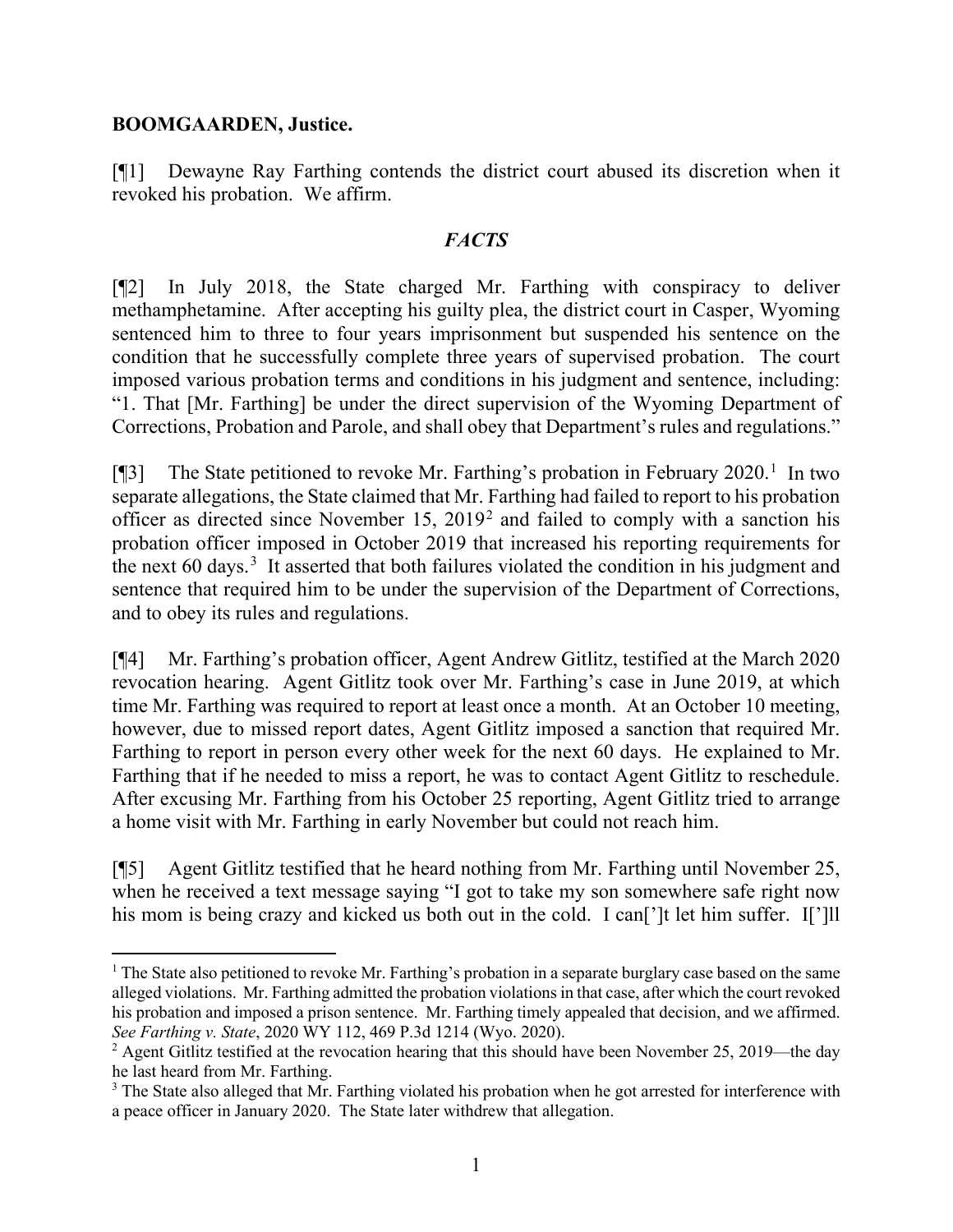**BOOMGAARDEN, Justice.**

[¶1] Dewayne Ray Farthing contends the district court abused its discretion when it revoked his probation. We affirm.

## *FACTS*

[¶2] In July 2018, the State charged Mr. Farthing with conspiracy to deliver methamphetamine. After accepting his guilty plea, the district court in Casper, Wyoming sentenced him to three to four years imprisonment but suspended his sentence on the condition that he successfully complete three years of supervised probation. The court imposed various probation terms and conditions in his judgment and sentence, including: "1. That [Mr. Farthing] be under the direct supervision of the Wyoming Department of Corrections, Probation and Parole, and shall obey that Department's rules and regulations."

[¶3] The State petitioned to revoke Mr. Farthing's probation in February 2020.[1] In two separate allegations, the State claimed that Mr. Farthing had failed to report to his probation officer as directed since November 15, 2019[2] and failed to comply with a sanction his probation officer imposed in October 2019 that increased his reporting requirements for the next 60 days.[3] It asserted that both failures violated the condition in his judgment and sentence that required him to be under the supervision of the Department of Corrections, and to obey its rules and regulations.

[¶4] Mr. Farthing's probation officer, Agent Andrew Gitlitz, testified at the March 2020 revocation hearing. Agent Gitlitz took over Mr. Farthing's case in June 2019, at which time Mr. Farthing was required to report at least once a month. At an October 10 meeting, however, due to missed report dates, Agent Gitlitz imposed a sanction that required Mr. Farthing to report in person every other week for the next 60 days. He explained to Mr. Farthing that if he needed to miss a report, he was to contact Agent Gitlitz to reschedule. After excusing Mr. Farthing from his October 25 reporting, Agent Gitlitz tried to arrange a home visit with Mr. Farthing in early November but could not reach him.

[¶5] Agent Gitlitz testified that he heard nothing from Mr. Farthing until November 25, when he received a text message saying "I got to take my son somewhere safe right now his mom is being crazy and kicked us both out in the cold. I can[']t let him suffer. I[']ll

---

[1] The State also petitioned to revoke Mr. Farthing's probation in a separate burglary case based on the same alleged violations. Mr. Farthing admitted the probation violations in that case, after which the court revoked his probation and imposed a prison sentence. Mr. Farthing timely appealed that decision, and we affirmed. *See Farthing v. State*, 2020 WY 112, 469 P.3d 1214 (Wyo. 2020).

[2] Agent Gitlitz testified at the revocation hearing that this should have been November 25, 2019—the day he last heard from Mr. Farthing.

[3] The State also alleged that Mr. Farthing violated his probation when he got arrested for interference with a peace officer in January 2020. The State later withdrew that allegation.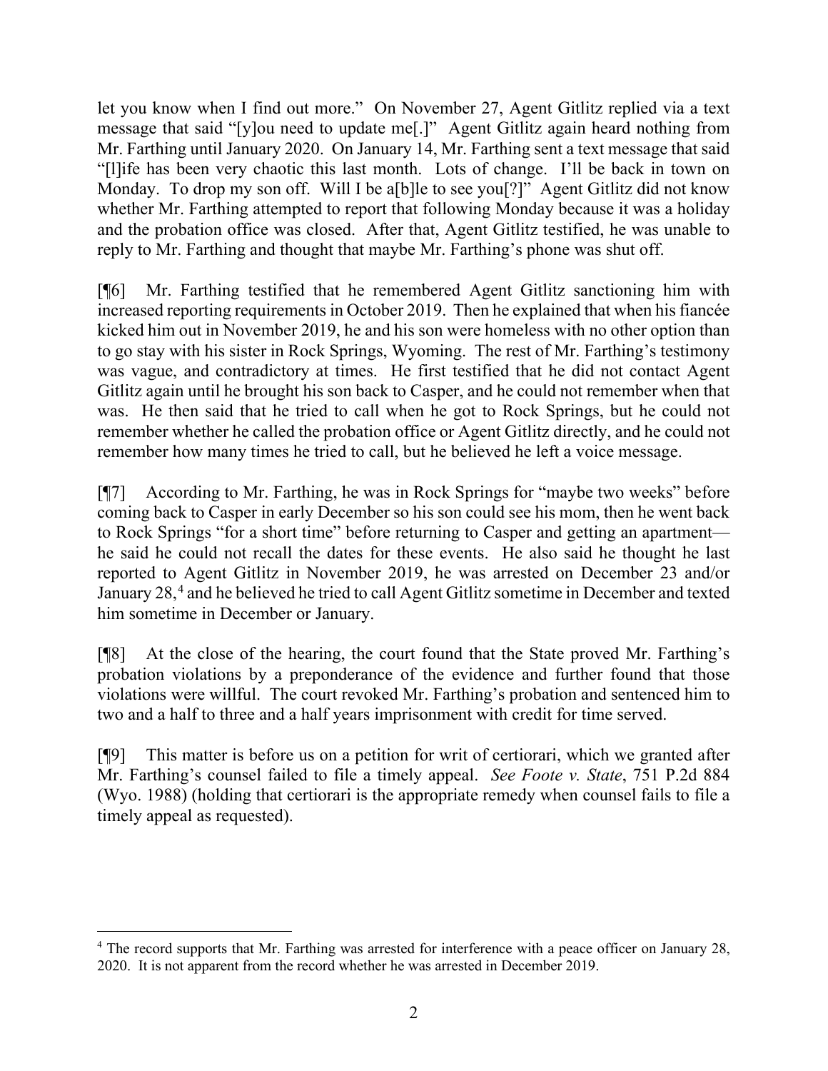let you know when I find out more." On November 27, Agent Gitlitz replied via a text message that said "[y]ou need to update me[.]" Agent Gitlitz again heard nothing from Mr. Farthing until January 2020. On January 14, Mr. Farthing sent a text message that said "[l]ife has been very chaotic this last month. Lots of change. I'll be back in town on Monday. To drop my son off. Will I be a[b]le to see you[?]" Agent Gitlitz did not know whether Mr. Farthing attempted to report that following Monday because it was a holiday and the probation office was closed. After that, Agent Gitlitz testified, he was unable to reply to Mr. Farthing and thought that maybe Mr. Farthing's phone was shut off.

[¶6] Mr. Farthing testified that he remembered Agent Gitlitz sanctioning him with increased reporting requirements in October 2019. Then he explained that when his fiancée kicked him out in November 2019, he and his son were homeless with no other option than to go stay with his sister in Rock Springs, Wyoming. The rest of Mr. Farthing's testimony was vague, and contradictory at times. He first testified that he did not contact Agent Gitlitz again until he brought his son back to Casper, and he could not remember when that was. He then said that he tried to call when he got to Rock Springs, but he could not remember whether he called the probation office or Agent Gitlitz directly, and he could not remember how many times he tried to call, but he believed he left a voice message.

[¶7] According to Mr. Farthing, he was in Rock Springs for "maybe two weeks" before coming back to Casper in early December so his son could see his mom, then he went back to Rock Springs "for a short time" before returning to Casper and getting an apartment—he said he could not recall the dates for these events. He also said he thought he last reported to Agent Gitlitz in November 2019, he was arrested on December 23 and/or January 28,[4] and he believed he tried to call Agent Gitlitz sometime in December and texted him sometime in December or January.

[¶8] At the close of the hearing, the court found that the State proved Mr. Farthing's probation violations by a preponderance of the evidence and further found that those violations were willful. The court revoked Mr. Farthing's probation and sentenced him to two and a half to three and a half years imprisonment with credit for time served.

[¶9] This matter is before us on a petition for writ of certiorari, which we granted after Mr. Farthing's counsel failed to file a timely appeal. *See Foote v. State*, 751 P.2d 884 (Wyo. 1988) (holding that certiorari is the appropriate remedy when counsel fails to file a timely appeal as requested).

---

[4] The record supports that Mr. Farthing was arrested for interference with a peace officer on January 28, 2020. It is not apparent from the record whether he was arrested in December 2019.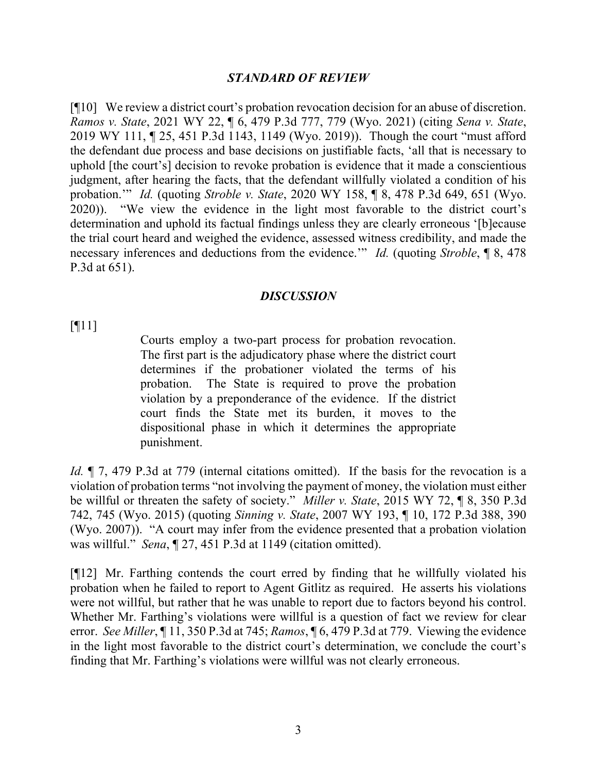### *STANDARD OF REVIEW*

[¶10] We review a district court's probation revocation decision for an abuse of discretion. *Ramos v. State*, 2021 WY 22, ¶ 6, 479 P.3d 777, 779 (Wyo. 2021) (citing *Sena v. State*, 2019 WY 111, ¶ 25, 451 P.3d 1143, 1149 (Wyo. 2019)). Though the court "must afford the defendant due process and base decisions on justifiable facts, 'all that is necessary to uphold [the court's] decision to revoke probation is evidence that it made a conscientious judgment, after hearing the facts, that the defendant willfully violated a condition of his probation.'" *Id.* (quoting *Stroble v. State*, 2020 WY 158, ¶ 8, 478 P.3d 649, 651 (Wyo. 2020)). "We view the evidence in the light most favorable to the district court's determination and uphold its factual findings unless they are clearly erroneous '[b]ecause the trial court heard and weighed the evidence, assessed witness credibility, and made the necessary inferences and deductions from the evidence.'" *Id.* (quoting *Stroble*, ¶ 8, 478 P.3d at 651).

### *DISCUSSION*

[¶11]

> Courts employ a two-part process for probation revocation. The first part is the adjudicatory phase where the district court determines if the probationer violated the terms of his probation. The State is required to prove the probation violation by a preponderance of the evidence. If the district court finds the State met its burden, it moves to the dispositional phase in which it determines the appropriate punishment.

*Id.* ¶ 7, 479 P.3d at 779 (internal citations omitted). If the basis for the revocation is a violation of probation terms "not involving the payment of money, the violation must either be willful or threaten the safety of society." *Miller v. State*, 2015 WY 72, ¶ 8, 350 P.3d 742, 745 (Wyo. 2015) (quoting *Sinning v. State*, 2007 WY 193, ¶ 10, 172 P.3d 388, 390 (Wyo. 2007)). "A court may infer from the evidence presented that a probation violation was willful." *Sena*, ¶ 27, 451 P.3d at 1149 (citation omitted).

[¶12] Mr. Farthing contends the court erred by finding that he willfully violated his probation when he failed to report to Agent Gitlitz as required. He asserts his violations were not willful, but rather that he was unable to report due to factors beyond his control. Whether Mr. Farthing's violations were willful is a question of fact we review for clear error. *See Miller*, ¶ 11, 350 P.3d at 745; *Ramos*, ¶ 6, 479 P.3d at 779. Viewing the evidence in the light most favorable to the district court's determination, we conclude the court's finding that Mr. Farthing's violations were willful was not clearly erroneous.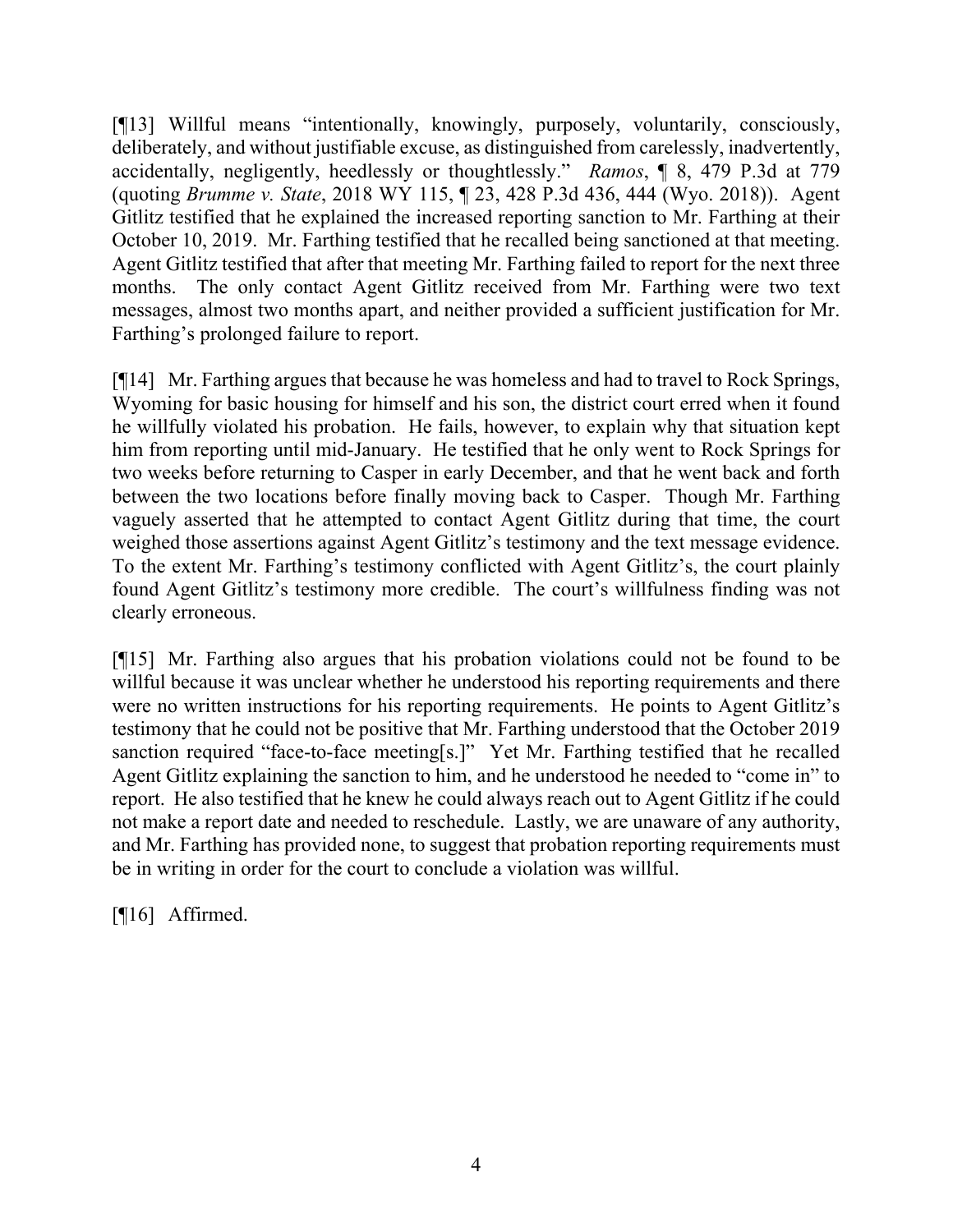[¶13] Willful means "intentionally, knowingly, purposely, voluntarily, consciously, deliberately, and without justifiable excuse, as distinguished from carelessly, inadvertently, accidentally, negligently, heedlessly or thoughtlessly." *Ramos*, ¶ 8, 479 P.3d at 779 (quoting *Brumme v. State*, 2018 WY 115, ¶ 23, 428 P.3d 436, 444 (Wyo. 2018)). Agent Gitlitz testified that he explained the increased reporting sanction to Mr. Farthing at their October 10, 2019. Mr. Farthing testified that he recalled being sanctioned at that meeting. Agent Gitlitz testified that after that meeting Mr. Farthing failed to report for the next three months. The only contact Agent Gitlitz received from Mr. Farthing were two text messages, almost two months apart, and neither provided a sufficient justification for Mr. Farthing's prolonged failure to report.

[¶14] Mr. Farthing argues that because he was homeless and had to travel to Rock Springs, Wyoming for basic housing for himself and his son, the district court erred when it found he willfully violated his probation. He fails, however, to explain why that situation kept him from reporting until mid-January. He testified that he only went to Rock Springs for two weeks before returning to Casper in early December, and that he went back and forth between the two locations before finally moving back to Casper. Though Mr. Farthing vaguely asserted that he attempted to contact Agent Gitlitz during that time, the court weighed those assertions against Agent Gitlitz's testimony and the text message evidence. To the extent Mr. Farthing's testimony conflicted with Agent Gitlitz's, the court plainly found Agent Gitlitz's testimony more credible. The court's willfulness finding was not clearly erroneous.

[¶15] Mr. Farthing also argues that his probation violations could not be found to be willful because it was unclear whether he understood his reporting requirements and there were no written instructions for his reporting requirements. He points to Agent Gitlitz's testimony that he could not be positive that Mr. Farthing understood that the October 2019 sanction required "face-to-face meeting[s.]" Yet Mr. Farthing testified that he recalled Agent Gitlitz explaining the sanction to him, and he understood he needed to "come in" to report. He also testified that he knew he could always reach out to Agent Gitlitz if he could not make a report date and needed to reschedule. Lastly, we are unaware of any authority, and Mr. Farthing has provided none, to suggest that probation reporting requirements must be in writing in order for the court to conclude a violation was willful.

[¶16] Affirmed.